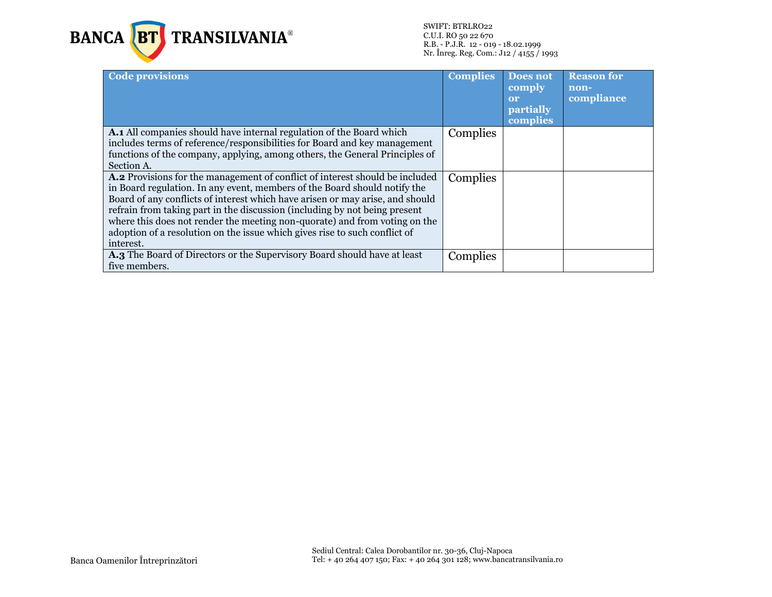| Code provisions | Complies | Does not comply or partially complies | Reason for non-compliance |
|---|---|---|---|
| **A.1** All companies should have internal regulation of the Board which includes terms of reference/responsibilities for Board and key management functions of the company, applying, among others, the General Principles of Section A. | Complies | | |
| **A.2** Provisions for the management of conflict of interest should be included in Board regulation. In any event, members of the Board should notify the Board of any conflicts of interest which have arisen or may arise, and should refrain from taking part in the discussion (including by not being present where this does not render the meeting non-quorate) and from voting on the adoption of a resolution on the issue which gives rise to such conflict of interest. | Complies | | |
| **A.3** The Board of Directors or the Supervisory Board should have at least five members. | Complies | | |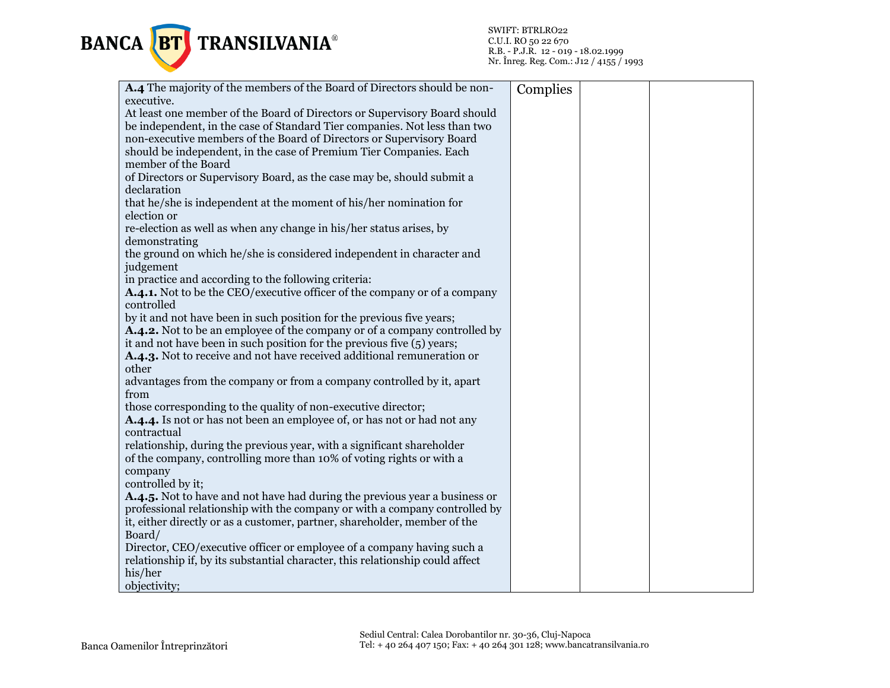| | | | |
|---|---|---|---|
| **A.4** The majority of the members of the Board of Directors should be non-executive.<br>At least one member of the Board of Directors or Supervisory Board should be independent, in the case of Standard Tier companies. Not less than two non-executive members of the Board of Directors or Supervisory Board should be independent, in the case of Premium Tier Companies. Each member of the Board of Directors or Supervisory Board, as the case may be, should submit a declaration that he/she is independent at the moment of his/her nomination for election or re-election as well as when any change in his/her status arises, by demonstrating the ground on which he/she is considered independent in character and judgement in practice and according to the following criteria:<br>**A.4.1.** Not to be the CEO/executive officer of the company or of a company controlled by it and not have been in such position for the previous five years;<br>**A.4.2.** Not to be an employee of the company or of a company controlled by it and not have been in such position for the previous five (5) years;<br>**A.4.3.** Not to receive and not have received additional remuneration or other advantages from the company or from a company controlled by it, apart from those corresponding to the quality of non-executive director;<br>**A.4.4.** Is not or has not been an employee of, or has not or had not any contractual relationship, during the previous year, with a significant shareholder of the company, controlling more than 10% of voting rights or with a company controlled by it;<br>**A.4.5.** Not to have and not have had during the previous year a business or professional relationship with the company or with a company controlled by it, either directly or as a customer, partner, shareholder, member of the Board/ Director, CEO/executive officer or employee of a company having such a relationship if, by its substantial character, this relationship could affect his/her objectivity; | Complies | | |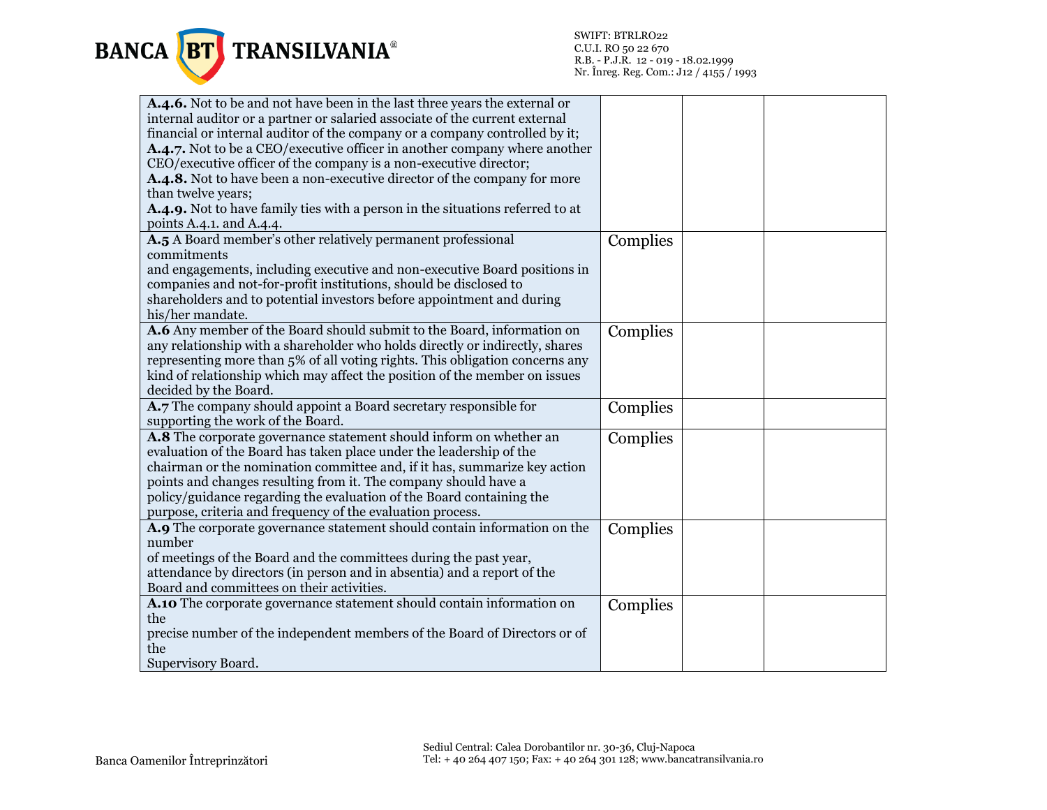| | | | |
|---|---|---|---|
| **A.4.6.** Not to be and not have been in the last three years the external or internal auditor or a partner or salaried associate of the current external financial or internal auditor of the company or a company controlled by it;<br>**A.4.7.** Not to be a CEO/executive officer in another company where another CEO/executive officer of the company is a non-executive director;<br>**A.4.8.** Not to have been a non-executive director of the company for more than twelve years;<br>**A.4.9.** Not to have family ties with a person in the situations referred to at points A.4.1. and A.4.4. | | | |
| **A.5** A Board member's other relatively permanent professional commitments and engagements, including executive and non-executive Board positions in companies and not-for-profit institutions, should be disclosed to shareholders and to potential investors before appointment and during his/her mandate. | Complies | | |
| **A.6** Any member of the Board should submit to the Board, information on any relationship with a shareholder who holds directly or indirectly, shares representing more than 5% of all voting rights. This obligation concerns any kind of relationship which may affect the position of the member on issues decided by the Board. | Complies | | |
| **A.7** The company should appoint a Board secretary responsible for supporting the work of the Board. | Complies | | |
| **A.8** The corporate governance statement should inform on whether an evaluation of the Board has taken place under the leadership of the chairman or the nomination committee and, if it has, summarize key action points and changes resulting from it. The company should have a policy/guidance regarding the evaluation of the Board containing the purpose, criteria and frequency of the evaluation process. | Complies | | |
| **A.9** The corporate governance statement should contain information on the number of meetings of the Board and the committees during the past year, attendance by directors (in person and in absentia) and a report of the Board and committees on their activities. | Complies | | |
| **A.10** The corporate governance statement should contain information on the precise number of the independent members of the Board of Directors or of the Supervisory Board. | Complies | | |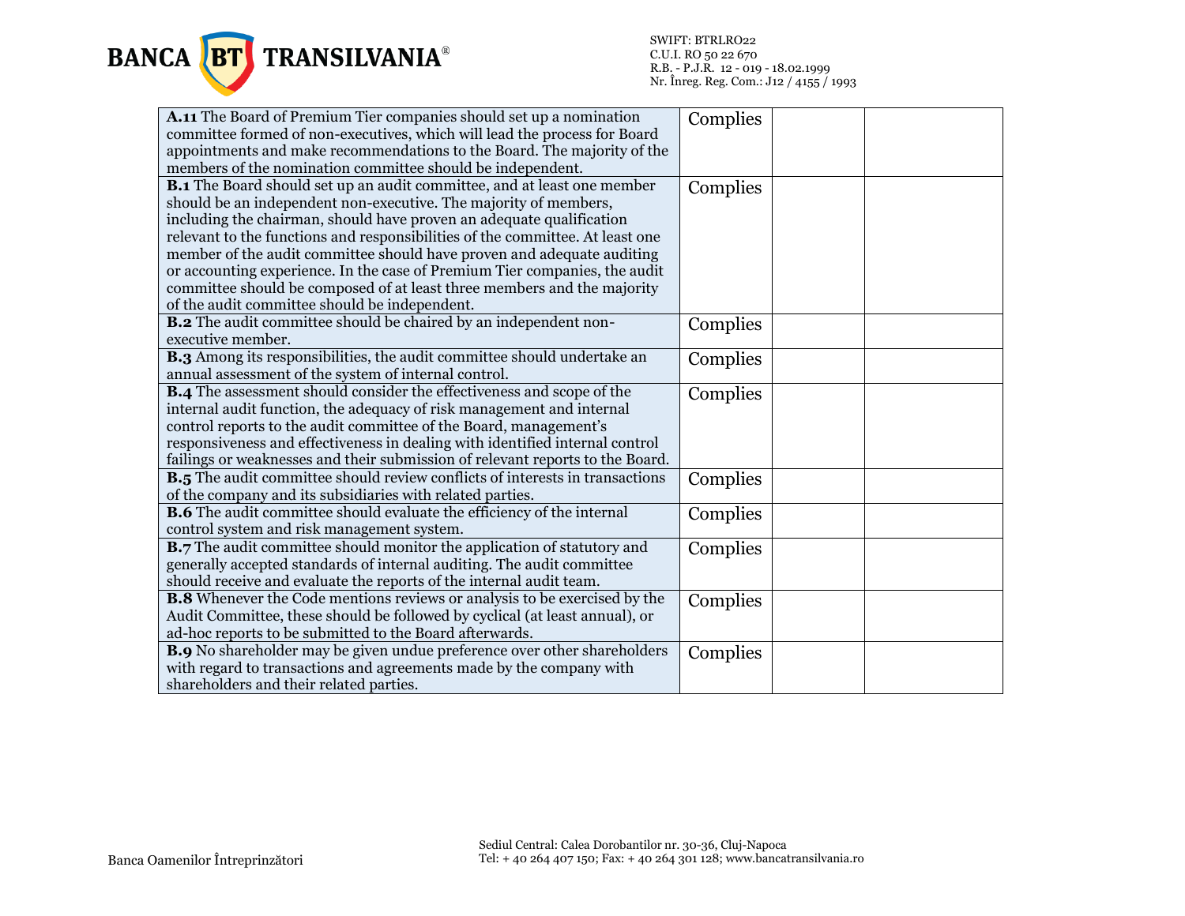| | | | |
|---|---|---|---|
| **A.11** The Board of Premium Tier companies should set up a nomination committee formed of non-executives, which will lead the process for Board appointments and make recommendations to the Board. The majority of the members of the nomination committee should be independent. | Complies | | |
| **B.1** The Board should set up an audit committee, and at least one member should be an independent non-executive. The majority of members, including the chairman, should have proven an adequate qualification relevant to the functions and responsibilities of the committee. At least one member of the audit committee should have proven and adequate auditing or accounting experience. In the case of Premium Tier companies, the audit committee should be composed of at least three members and the majority of the audit committee should be independent. | Complies | | |
| **B.2** The audit committee should be chaired by an independent non-executive member. | Complies | | |
| **B.3** Among its responsibilities, the audit committee should undertake an annual assessment of the system of internal control. | Complies | | |
| **B.4** The assessment should consider the effectiveness and scope of the internal audit function, the adequacy of risk management and internal control reports to the audit committee of the Board, management's responsiveness and effectiveness in dealing with identified internal control failings or weaknesses and their submission of relevant reports to the Board. | Complies | | |
| **B.5** The audit committee should review conflicts of interests in transactions of the company and its subsidiaries with related parties. | Complies | | |
| **B.6** The audit committee should evaluate the efficiency of the internal control system and risk management system. | Complies | | |
| **B.7** The audit committee should monitor the application of statutory and generally accepted standards of internal auditing. The audit committee should receive and evaluate the reports of the internal audit team. | Complies | | |
| **B.8** Whenever the Code mentions reviews or analysis to be exercised by the Audit Committee, these should be followed by cyclical (at least annual), or ad-hoc reports to be submitted to the Board afterwards. | Complies | | |
| **B.9** No shareholder may be given undue preference over other shareholders with regard to transactions and agreements made by the company with shareholders and their related parties. | Complies | | |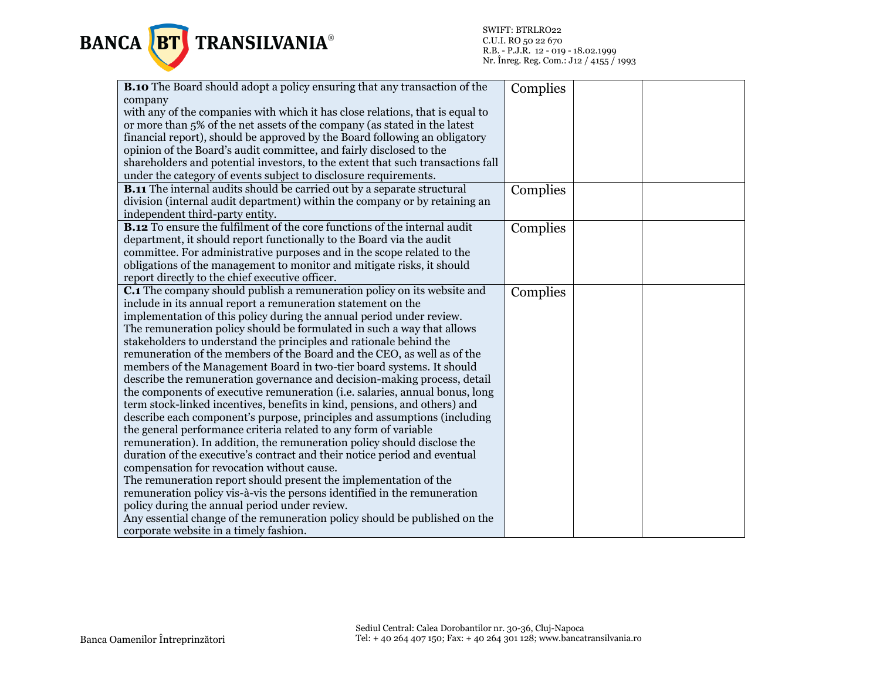| | | | |
|---|---|---|---|
| **B.10** The Board should adopt a policy ensuring that any transaction of the company with any of the companies with which it has close relations, that is equal to or more than 5% of the net assets of the company (as stated in the latest financial report), should be approved by the Board following an obligatory opinion of the Board's audit committee, and fairly disclosed to the shareholders and potential investors, to the extent that such transactions fall under the category of events subject to disclosure requirements. | Complies | | |
| **B.11** The internal audits should be carried out by a separate structural division (internal audit department) within the company or by retaining an independent third-party entity. | Complies | | |
| **B.12** To ensure the fulfilment of the core functions of the internal audit department, it should report functionally to the Board via the audit committee. For administrative purposes and in the scope related to the obligations of the management to monitor and mitigate risks, it should report directly to the chief executive officer. | Complies | | |
| **C.1** The company should publish a remuneration policy on its website and include in its annual report a remuneration statement on the implementation of this policy during the annual period under review. The remuneration policy should be formulated in such a way that allows stakeholders to understand the principles and rationale behind the remuneration of the members of the Board and the CEO, as well as of the members of the Management Board in two-tier board systems. It should describe the remuneration governance and decision-making process, detail the components of executive remuneration (i.e. salaries, annual bonus, long term stock-linked incentives, benefits in kind, pensions, and others) and describe each component's purpose, principles and assumptions (including the general performance criteria related to any form of variable remuneration). In addition, the remuneration policy should disclose the duration of the executive's contract and their notice period and eventual compensation for revocation without cause. The remuneration report should present the implementation of the remuneration policy vis-à-vis the persons identified in the remuneration policy during the annual period under review. Any essential change of the remuneration policy should be published on the corporate website in a timely fashion. | Complies | | |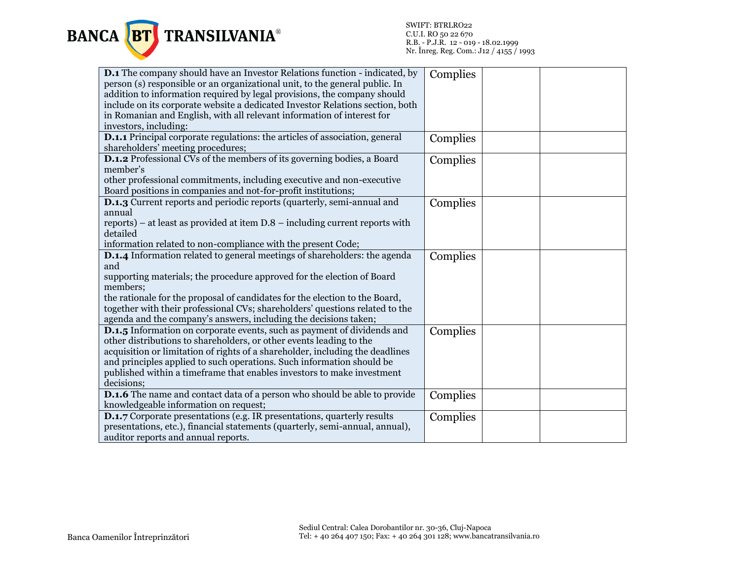| | | | |
|---|---|---|---|
| **D.1** The company should have an Investor Relations function - indicated, by person (s) responsible or an organizational unit, to the general public. In addition to information required by legal provisions, the company should include on its corporate website a dedicated Investor Relations section, both in Romanian and English, with all relevant information of interest for investors, including: | Complies | | |
| **D.1.1** Principal corporate regulations: the articles of association, general shareholders' meeting procedures; | Complies | | |
| **D.1.2** Professional CVs of the members of its governing bodies, a Board member's other professional commitments, including executive and non-executive Board positions in companies and not-for-profit institutions; | Complies | | |
| **D.1.3** Current reports and periodic reports (quarterly, semi-annual and annual reports) – at least as provided at item D.8 – including current reports with detailed information related to non-compliance with the present Code; | Complies | | |
| **D.1.4** Information related to general meetings of shareholders: the agenda and supporting materials; the procedure approved for the election of Board members; the rationale for the proposal of candidates for the election to the Board, together with their professional CVs; shareholders' questions related to the agenda and the company's answers, including the decisions taken; | Complies | | |
| **D.1.5** Information on corporate events, such as payment of dividends and other distributions to shareholders, or other events leading to the acquisition or limitation of rights of a shareholder, including the deadlines and principles applied to such operations. Such information should be published within a timeframe that enables investors to make investment decisions; | Complies | | |
| **D.1.6** The name and contact data of a person who should be able to provide knowledgeable information on request; | Complies | | |
| **D.1.7** Corporate presentations (e.g. IR presentations, quarterly results presentations, etc.), financial statements (quarterly, semi-annual, annual), auditor reports and annual reports. | Complies | | |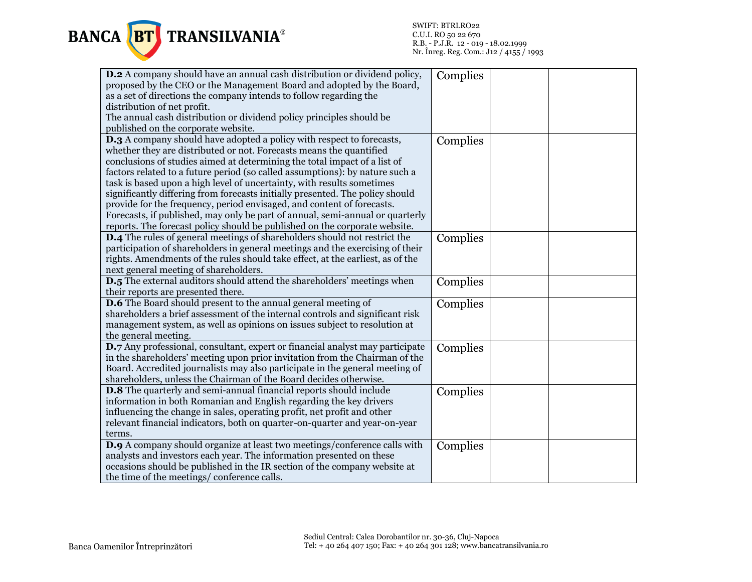| | | | |
|---|---|---|---|
| **D.2** A company should have an annual cash distribution or dividend policy, proposed by the CEO or the Management Board and adopted by the Board, as a set of directions the company intends to follow regarding the distribution of net profit. The annual cash distribution or dividend policy principles should be published on the corporate website. | Complies | | |
| **D.3** A company should have adopted a policy with respect to forecasts, whether they are distributed or not. Forecasts means the quantified conclusions of studies aimed at determining the total impact of a list of factors related to a future period (so called assumptions): by nature such a task is based upon a high level of uncertainty, with results sometimes significantly differing from forecasts initially presented. The policy should provide for the frequency, period envisaged, and content of forecasts. Forecasts, if published, may only be part of annual, semi-annual or quarterly reports. The forecast policy should be published on the corporate website. | Complies | | |
| **D.4** The rules of general meetings of shareholders should not restrict the participation of shareholders in general meetings and the exercising of their rights. Amendments of the rules should take effect, at the earliest, as of the next general meeting of shareholders. | Complies | | |
| **D.5** The external auditors should attend the shareholders' meetings when their reports are presented there. | Complies | | |
| **D.6** The Board should present to the annual general meeting of shareholders a brief assessment of the internal controls and significant risk management system, as well as opinions on issues subject to resolution at the general meeting. | Complies | | |
| **D.7** Any professional, consultant, expert or financial analyst may participate in the shareholders' meeting upon prior invitation from the Chairman of the Board. Accredited journalists may also participate in the general meeting of shareholders, unless the Chairman of the Board decides otherwise. | Complies | | |
| **D.8** The quarterly and semi-annual financial reports should include information in both Romanian and English regarding the key drivers influencing the change in sales, operating profit, net profit and other relevant financial indicators, both on quarter-on-quarter and year-on-year terms. | Complies | | |
| **D.9** A company should organize at least two meetings/conference calls with analysts and investors each year. The information presented on these occasions should be published in the IR section of the company website at the time of the meetings/ conference calls. | Complies | | |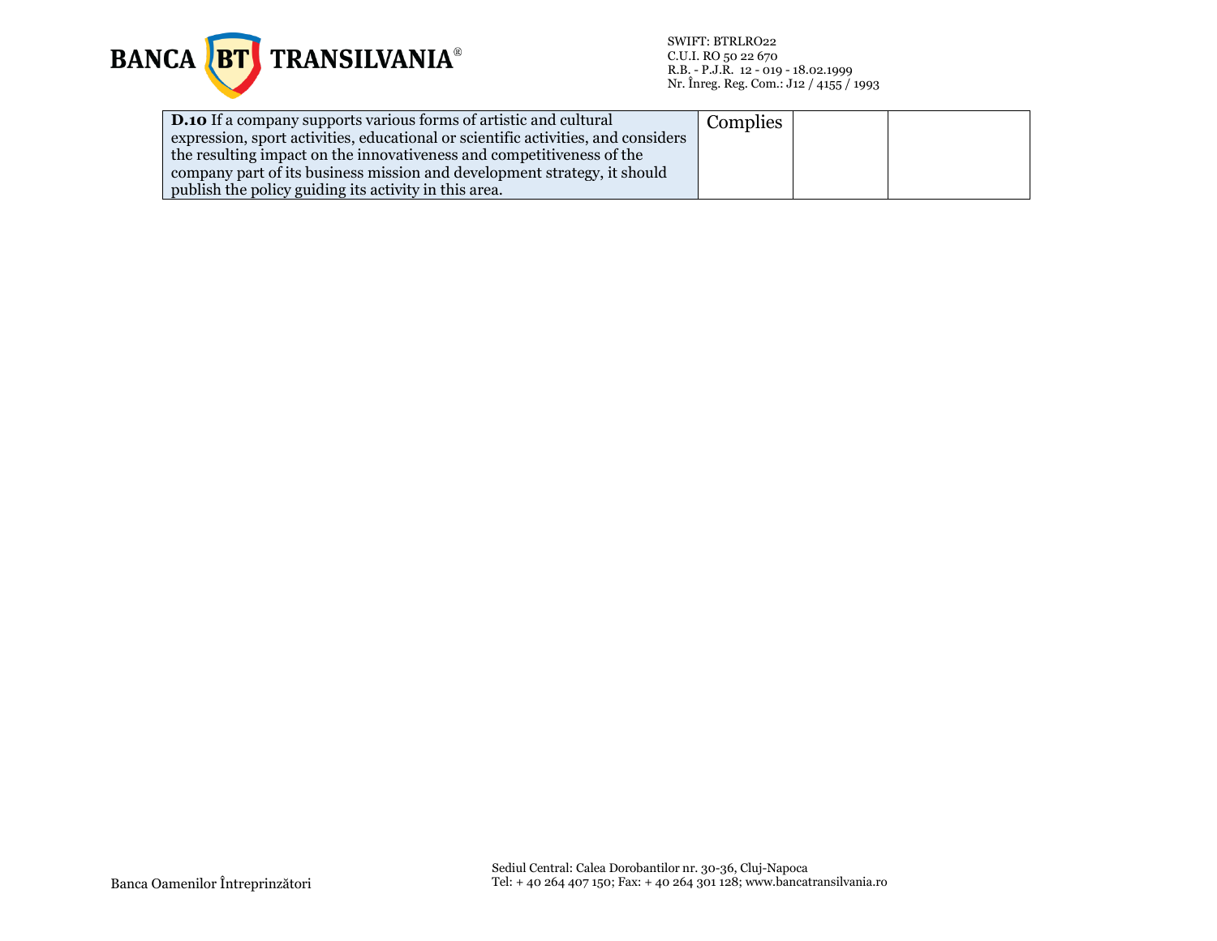| | | | |
|---|---|---|---|
| **D.10** If a company supports various forms of artistic and cultural expression, sport activities, educational or scientific activities, and considers the resulting impact on the innovativeness and competitiveness of the company part of its business mission and development strategy, it should publish the policy guiding its activity in this area. | Complies | | |